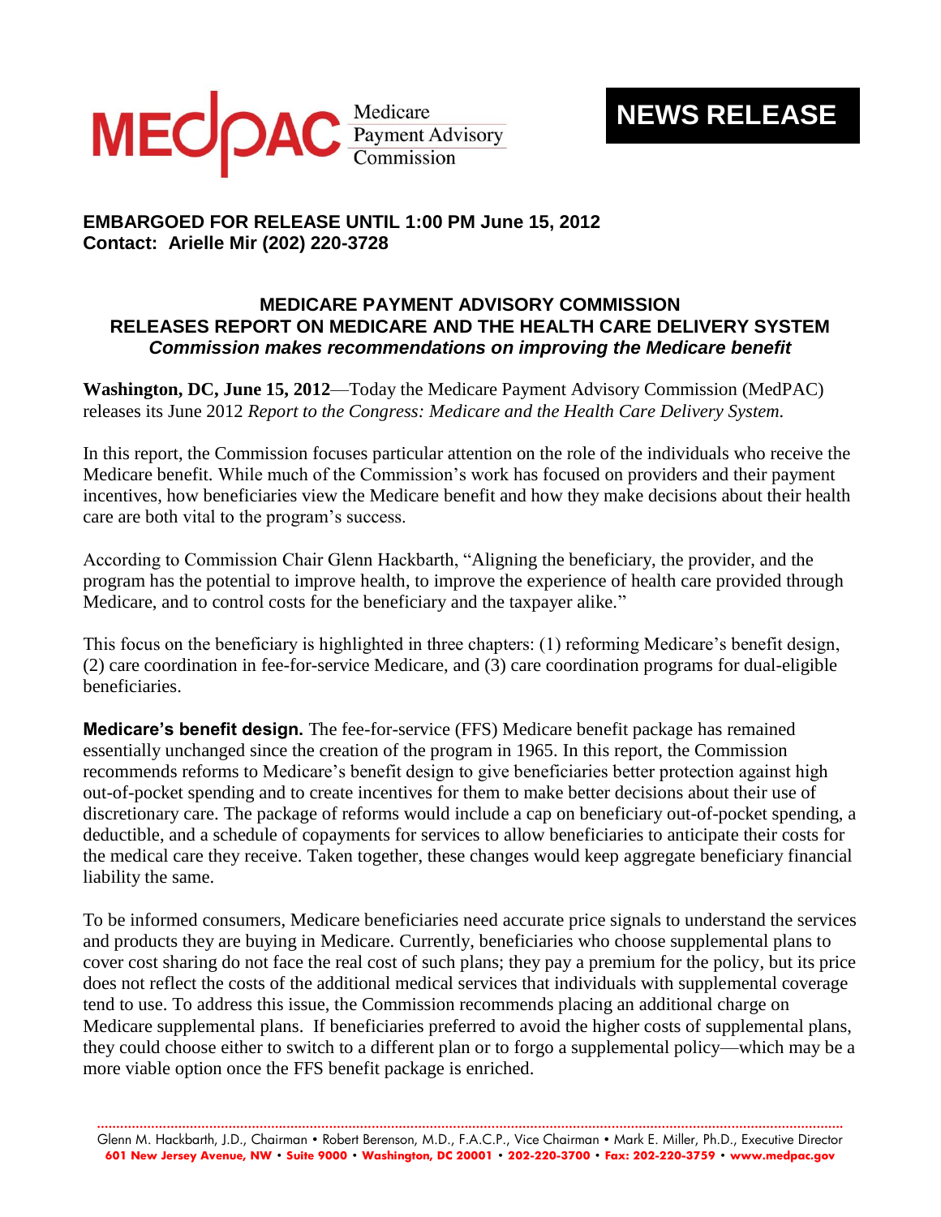MEDPAC Medicare Payment Advisory Commission

**NEWS RELEASE**

**EMBARGOED FOR RELEASE UNTIL 1:00 PM June 15, 2012**
**Contact: Arielle Mir (202) 220-3728**

## MEDICARE PAYMENT ADVISORY COMMISSION RELEASES REPORT ON MEDICARE AND THE HEALTH CARE DELIVERY SYSTEM

***Commission makes recommendations on improving the Medicare benefit***

**Washington, DC, June 15, 2012**—Today the Medicare Payment Advisory Commission (MedPAC) releases its June 2012 *Report to the Congress: Medicare and the Health Care Delivery System.*

In this report, the Commission focuses particular attention on the role of the individuals who receive the Medicare benefit. While much of the Commission's work has focused on providers and their payment incentives, how beneficiaries view the Medicare benefit and how they make decisions about their health care are both vital to the program's success.

According to Commission Chair Glenn Hackbarth, "Aligning the beneficiary, the provider, and the program has the potential to improve health, to improve the experience of health care provided through Medicare, and to control costs for the beneficiary and the taxpayer alike."

This focus on the beneficiary is highlighted in three chapters: (1) reforming Medicare's benefit design, (2) care coordination in fee-for-service Medicare, and (3) care coordination programs for dual-eligible beneficiaries.

**Medicare's benefit design.** The fee-for-service (FFS) Medicare benefit package has remained essentially unchanged since the creation of the program in 1965. In this report, the Commission recommends reforms to Medicare's benefit design to give beneficiaries better protection against high out-of-pocket spending and to create incentives for them to make better decisions about their use of discretionary care. The package of reforms would include a cap on beneficiary out-of-pocket spending, a deductible, and a schedule of copayments for services to allow beneficiaries to anticipate their costs for the medical care they receive. Taken together, these changes would keep aggregate beneficiary financial liability the same.

To be informed consumers, Medicare beneficiaries need accurate price signals to understand the services and products they are buying in Medicare. Currently, beneficiaries who choose supplemental plans to cover cost sharing do not face the real cost of such plans; they pay a premium for the policy, but its price does not reflect the costs of the additional medical services that individuals with supplemental coverage tend to use. To address this issue, the Commission recommends placing an additional charge on Medicare supplemental plans. If beneficiaries preferred to avoid the higher costs of supplemental plans, they could choose either to switch to a different plan or to forgo a supplemental policy—which may be a more viable option once the FFS benefit package is enriched.

Glenn M. Hackbarth, J.D., Chairman • Robert Berenson, M.D., F.A.C.P., Vice Chairman • Mark E. Miller, Ph.D., Executive Director
601 New Jersey Avenue, NW • Suite 9000 • Washington, DC 20001 • 202-220-3700 • Fax: 202-220-3759 • www.medpac.gov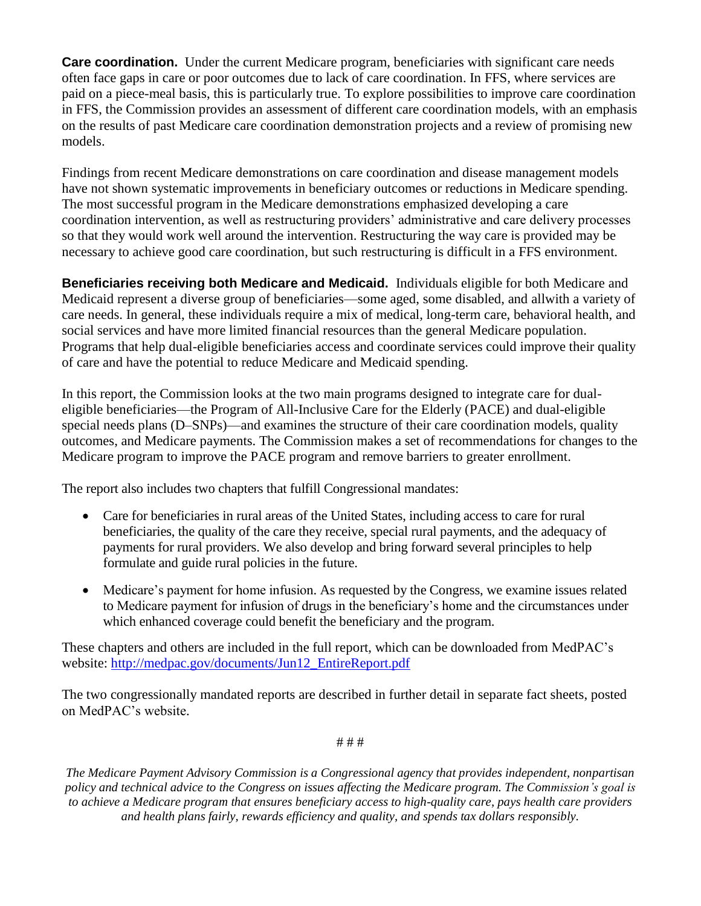**Care coordination.** Under the current Medicare program, beneficiaries with significant care needs often face gaps in care or poor outcomes due to lack of care coordination. In FFS, where services are paid on a piece-meal basis, this is particularly true. To explore possibilities to improve care coordination in FFS, the Commission provides an assessment of different care coordination models, with an emphasis on the results of past Medicare care coordination demonstration projects and a review of promising new models.

Findings from recent Medicare demonstrations on care coordination and disease management models have not shown systematic improvements in beneficiary outcomes or reductions in Medicare spending. The most successful program in the Medicare demonstrations emphasized developing a care coordination intervention, as well as restructuring providers' administrative and care delivery processes so that they would work well around the intervention. Restructuring the way care is provided may be necessary to achieve good care coordination, but such restructuring is difficult in a FFS environment.

**Beneficiaries receiving both Medicare and Medicaid.** Individuals eligible for both Medicare and Medicaid represent a diverse group of beneficiaries—some aged, some disabled, and allwith a variety of care needs. In general, these individuals require a mix of medical, long-term care, behavioral health, and social services and have more limited financial resources than the general Medicare population. Programs that help dual-eligible beneficiaries access and coordinate services could improve their quality of care and have the potential to reduce Medicare and Medicaid spending.

In this report, the Commission looks at the two main programs designed to integrate care for dual-eligible beneficiaries—the Program of All-Inclusive Care for the Elderly (PACE) and dual-eligible special needs plans (D–SNPs)—and examines the structure of their care coordination models, quality outcomes, and Medicare payments. The Commission makes a set of recommendations for changes to the Medicare program to improve the PACE program and remove barriers to greater enrollment.

The report also includes two chapters that fulfill Congressional mandates:

- Care for beneficiaries in rural areas of the United States, including access to care for rural beneficiaries, the quality of the care they receive, special rural payments, and the adequacy of payments for rural providers. We also develop and bring forward several principles to help formulate and guide rural policies in the future.
- Medicare's payment for home infusion. As requested by the Congress, we examine issues related to Medicare payment for infusion of drugs in the beneficiary's home and the circumstances under which enhanced coverage could benefit the beneficiary and the program.

These chapters and others are included in the full report, which can be downloaded from MedPAC's website: http://medpac.gov/documents/Jun12_EntireReport.pdf

The two congressionally mandated reports are described in further detail in separate fact sheets, posted on MedPAC's website.

# # #

*The Medicare Payment Advisory Commission is a Congressional agency that provides independent, nonpartisan policy and technical advice to the Congress on issues affecting the Medicare program. The Commission's goal is to achieve a Medicare program that ensures beneficiary access to high-quality care, pays health care providers and health plans fairly, rewards efficiency and quality, and spends tax dollars responsibly.*